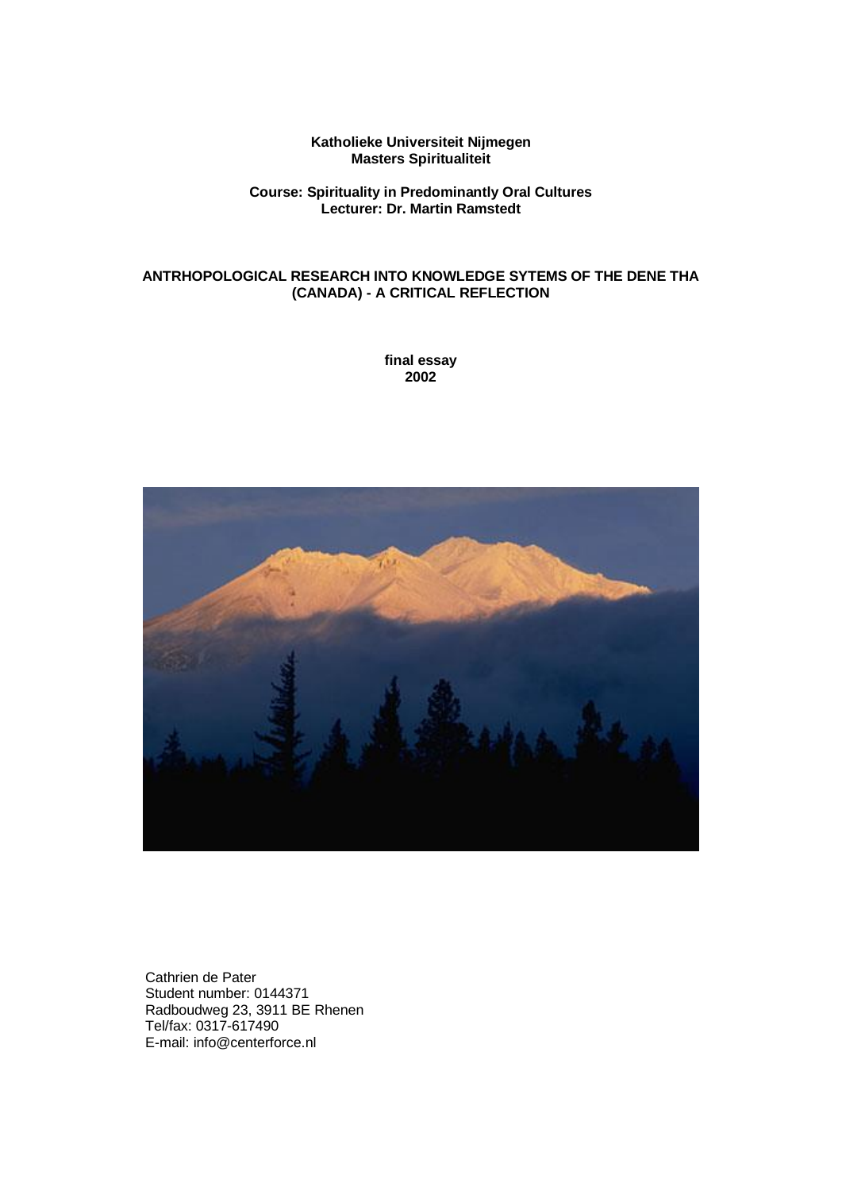**Katholieke Universiteit Nijmegen**
**Masters Spiritualiteit**

**Course: Spirituality in Predominantly Oral Cultures**
**Lecturer: Dr. Martin Ramstedt**

# ANTRHOPOLOGICAL RESEARCH INTO KNOWLEDGE SYTEMS OF THE DENE THA (CANADA) - A CRITICAL REFLECTION

**final essay**
**2002**

Cathrien de Pater
Student number: 0144371
Radboudweg 23, 3911 BE Rhenen
Tel/fax: 0317-617490
E-mail: info@centerforce.nl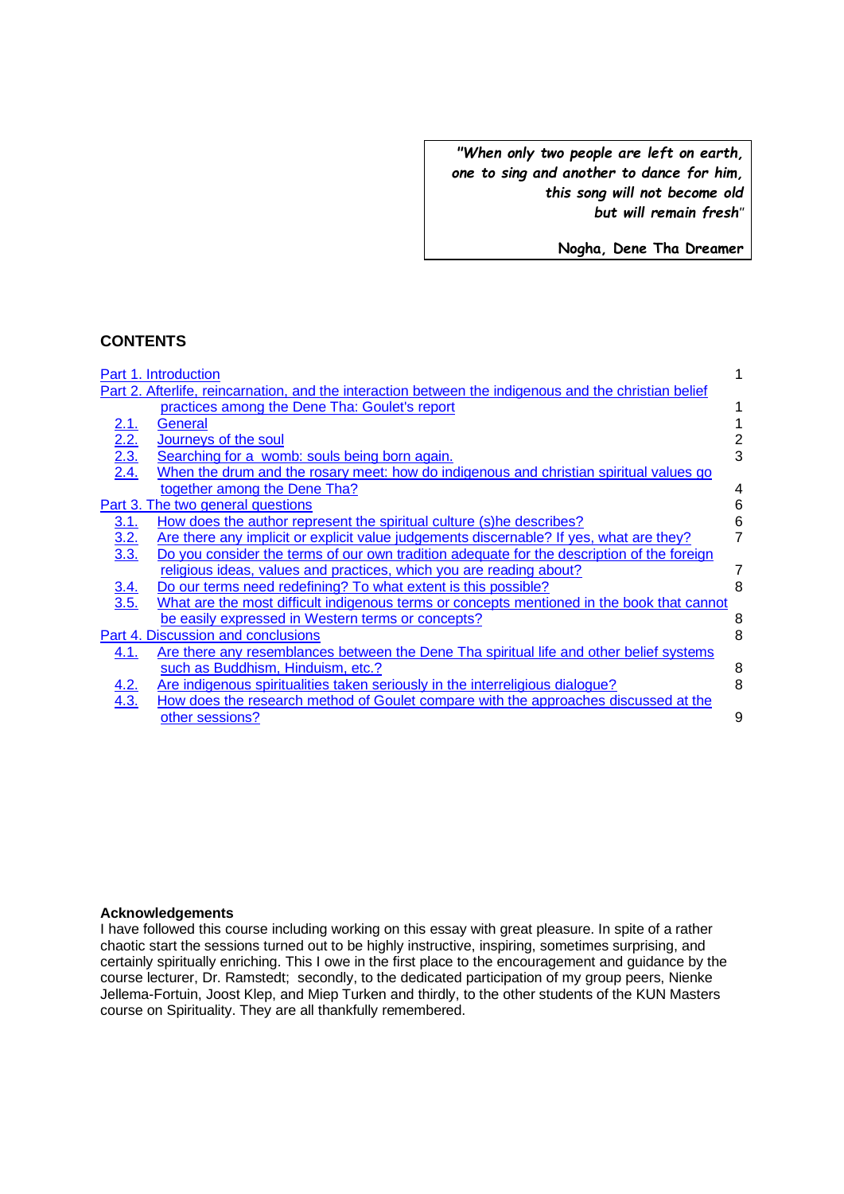> *"When only two people are left on earth,*
> *one to sing and another to dance for him,*
> *this song will not become old*
> *but will remain fresh"*
>
> **Nogha, Dene Tha Dreamer**

## CONTENTS

| | |
|---|---|
| Part 1. Introduction | 1 |
| Part 2. Afterlife, reincarnation, and the interaction between the indigenous and the christian belief practices among the Dene Tha: Goulet's report | 1 |
| 2.1. General | 1 |
| 2.2. Journeys of the soul | 2 |
| 2.3. Searching for a womb: souls being born again. | 3 |
| 2.4. When the drum and the rosary meet: how do indigenous and christian spiritual values go together among the Dene Tha? | 4 |
| Part 3. The two general questions | 6 |
| 3.1. How does the author represent the spiritual culture (s)he describes? | 6 |
| 3.2. Are there any implicit or explicit value judgements discernable? If yes, what are they? | 7 |
| 3.3. Do you consider the terms of our own tradition adequate for the description of the foreign religious ideas, values and practices, which you are reading about? | 7 |
| 3.4. Do our terms need redefining? To what extent is this possible? | 8 |
| 3.5. What are the most difficult indigenous terms or concepts mentioned in the book that cannot be easily expressed in Western terms or concepts? | 8 |
| Part 4. Discussion and conclusions | 8 |
| 4.1. Are there any resemblances between the Dene Tha spiritual life and other belief systems such as Buddhism, Hinduism, etc.? | 8 |
| 4.2. Are indigenous spiritualities taken seriously in the interreligious dialogue? | 8 |
| 4.3. How does the research method of Goulet compare with the approaches discussed at the other sessions? | 9 |

**Acknowledgements**

I have followed this course including working on this essay with great pleasure. In spite of a rather chaotic start the sessions turned out to be highly instructive, inspiring, sometimes surprising, and certainly spiritually enriching. This I owe in the first place to the encouragement and guidance by the course lecturer, Dr. Ramstedt; secondly, to the dedicated participation of my group peers, Nienke Jellema-Fortuin, Joost Klep, and Miep Turken and thirdly, to the other students of the KUN Masters course on Spirituality. They are all thankfully remembered.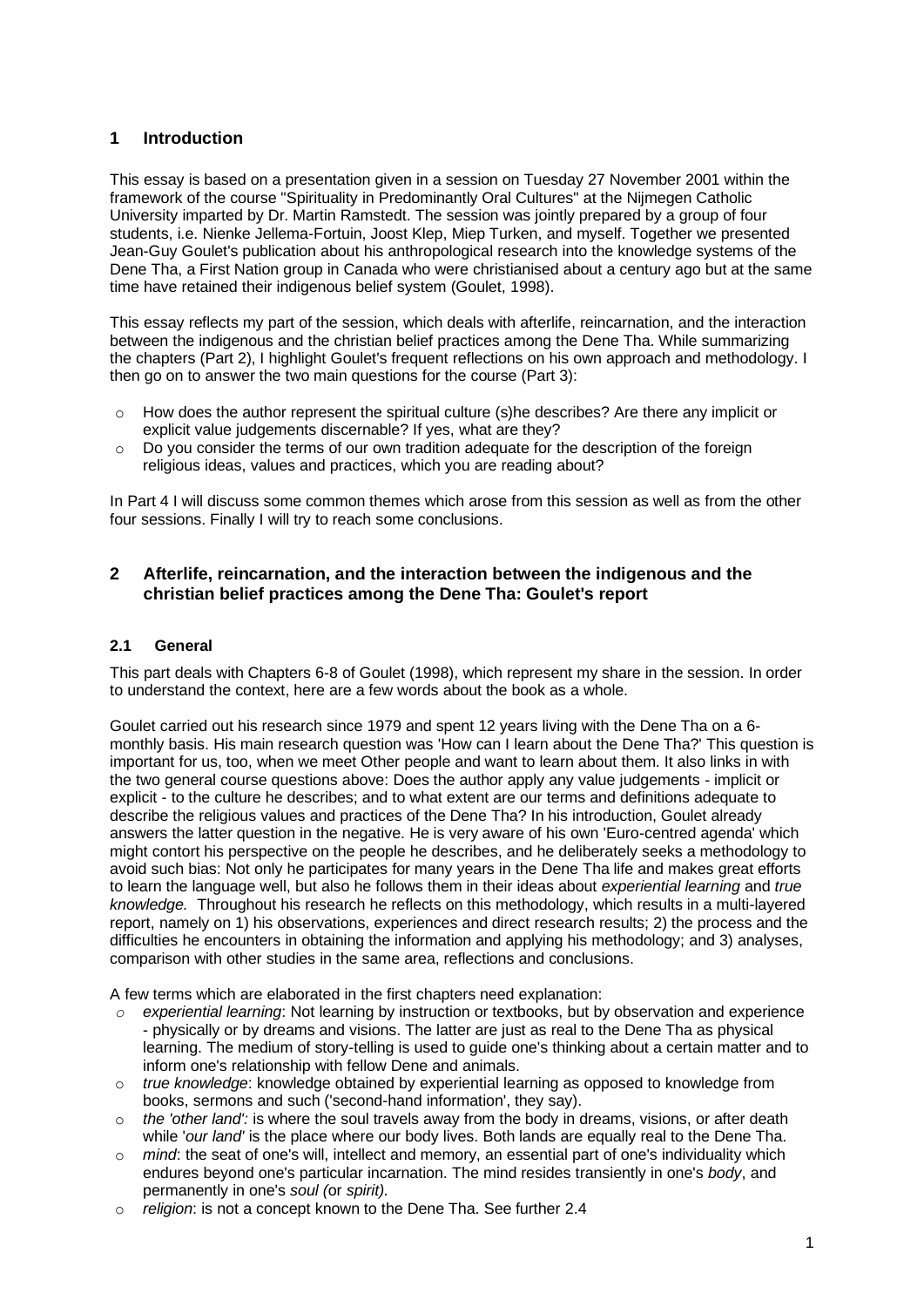## 1 Introduction

This essay is based on a presentation given in a session on Tuesday 27 November 2001 within the framework of the course "Spirituality in Predominantly Oral Cultures" at the Nijmegen Catholic University imparted by Dr. Martin Ramstedt. The session was jointly prepared by a group of four students, i.e. Nienke Jellema-Fortuin, Joost Klep, Miep Turken, and myself. Together we presented Jean-Guy Goulet's publication about his anthropological research into the knowledge systems of the Dene Tha, a First Nation group in Canada who were christianised about a century ago but at the same time have retained their indigenous belief system (Goulet, 1998).

This essay reflects my part of the session, which deals with afterlife, reincarnation, and the interaction between the indigenous and the christian belief practices among the Dene Tha. While summarizing the chapters (Part 2), I highlight Goulet's frequent reflections on his own approach and methodology. I then go on to answer the two main questions for the course (Part 3):

- How does the author represent the spiritual culture (s)he describes? Are there any implicit or explicit value judgements discernable? If yes, what are they?
- Do you consider the terms of our own tradition adequate for the description of the foreign religious ideas, values and practices, which you are reading about?

In Part 4 I will discuss some common themes which arose from this session as well as from the other four sessions. Finally I will try to reach some conclusions.

## 2 Afterlife, reincarnation, and the interaction between the indigenous and the christian belief practices among the Dene Tha: Goulet's report

### 2.1 General

This part deals with Chapters 6-8 of Goulet (1998), which represent my share in the session. In order to understand the context, here are a few words about the book as a whole.

Goulet carried out his research since 1979 and spent 12 years living with the Dene Tha on a 6-monthly basis. His main research question was 'How can I learn about the Dene Tha?' This question is important for us, too, when we meet Other people and want to learn about them. It also links in with the two general course questions above: Does the author apply any value judgements - implicit or explicit - to the culture he describes; and to what extent are our terms and definitions adequate to describe the religious values and practices of the Dene Tha? In his introduction, Goulet already answers the latter question in the negative. He is very aware of his own 'Euro-centred agenda' which might contort his perspective on the people he describes, and he deliberately seeks a methodology to avoid such bias: Not only he participates for many years in the Dene Tha life and makes great efforts to learn the language well, but also he follows them in their ideas about *experiential learning* and *true knowledge.* Throughout his research he reflects on this methodology, which results in a multi-layered report, namely on 1) his observations, experiences and direct research results; 2) the process and the difficulties he encounters in obtaining the information and applying his methodology; and 3) analyses, comparison with other studies in the same area, reflections and conclusions.

A few terms which are elaborated in the first chapters need explanation:

- *experiential learning*: Not learning by instruction or textbooks, but by observation and experience - physically or by dreams and visions. The latter are just as real to the Dene Tha as physical learning. The medium of story-telling is used to guide one's thinking about a certain matter and to inform one's relationship with fellow Dene and animals.
- *true knowledge*: knowledge obtained by experiential learning as opposed to knowledge from books, sermons and such ('second-hand information', they say).
- *the 'other land':* is where the soul travels away from the body in dreams, visions, or after death while '*our land'* is the place where our body lives. Both lands are equally real to the Dene Tha.
- *mind*: the seat of one's will, intellect and memory, an essential part of one's individuality which endures beyond one's particular incarnation. The mind resides transiently in one's *body*, and permanently in one's *soul (*or *spirit).*
- *religion*: is not a concept known to the Dene Tha. See further 2.4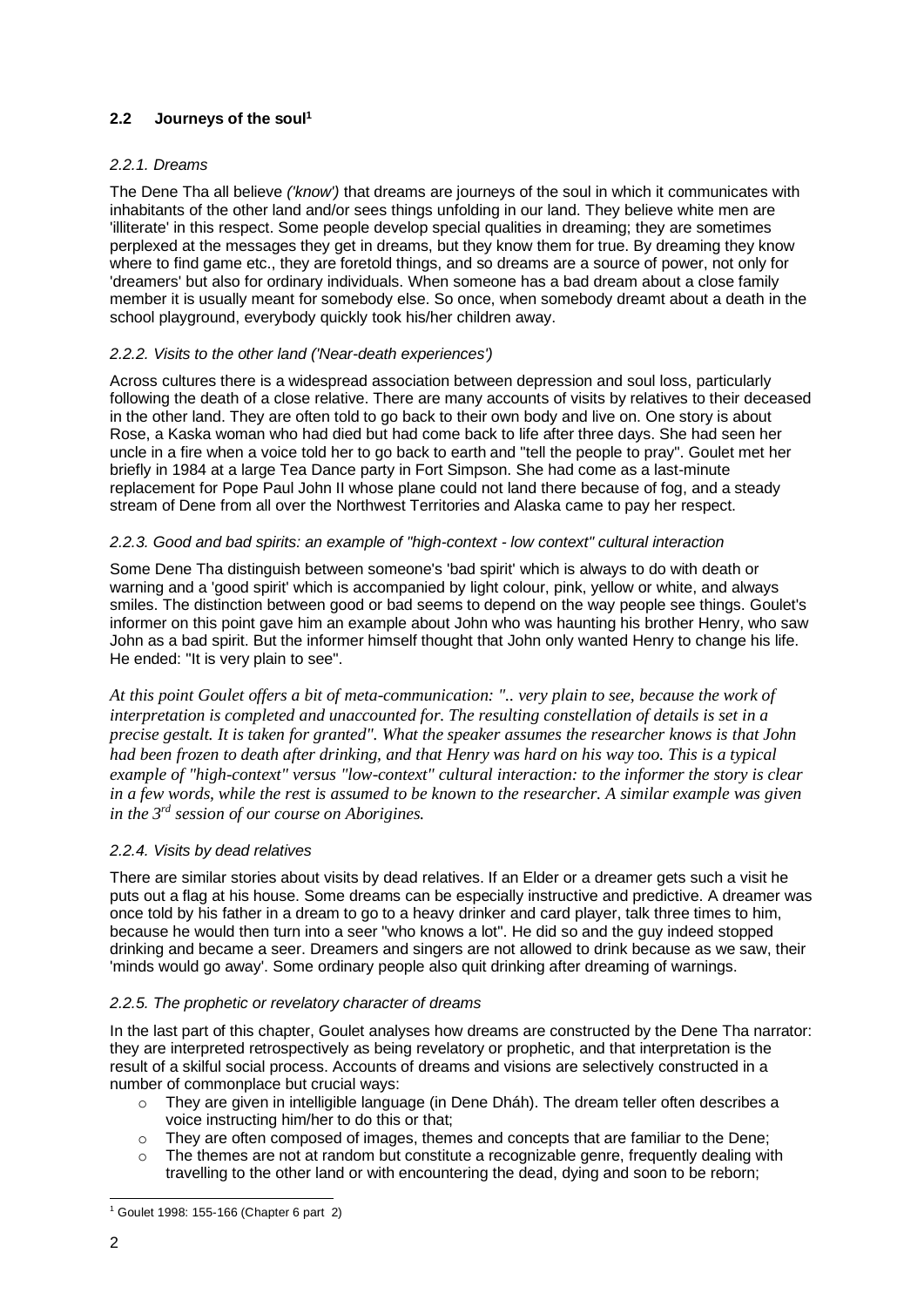## 2.2 Journeys of the soul[1]

### *2.2.1. Dreams*

The Dene Tha all believe *('know')* that dreams are journeys of the soul in which it communicates with inhabitants of the other land and/or sees things unfolding in our land. They believe white men are 'illiterate' in this respect. Some people develop special qualities in dreaming; they are sometimes perplexed at the messages they get in dreams, but they know them for true. By dreaming they know where to find game etc., they are foretold things, and so dreams are a source of power, not only for 'dreamers' but also for ordinary individuals. When someone has a bad dream about a close family member it is usually meant for somebody else. So once, when somebody dreamt about a death in the school playground, everybody quickly took his/her children away.

### *2.2.2. Visits to the other land ('Near-death experiences')*

Across cultures there is a widespread association between depression and soul loss, particularly following the death of a close relative. There are many accounts of visits by relatives to their deceased in the other land. They are often told to go back to their own body and live on. One story is about Rose, a Kaska woman who had died but had come back to life after three days. She had seen her uncle in a fire when a voice told her to go back to earth and "tell the people to pray". Goulet met her briefly in 1984 at a large Tea Dance party in Fort Simpson. She had come as a last-minute replacement for Pope Paul John II whose plane could not land there because of fog, and a steady stream of Dene from all over the Northwest Territories and Alaska came to pay her respect.

### *2.2.3. Good and bad spirits: an example of "high-context - low context" cultural interaction*

Some Dene Tha distinguish between someone's 'bad spirit' which is always to do with death or warning and a 'good spirit' which is accompanied by light colour, pink, yellow or white, and always smiles. The distinction between good or bad seems to depend on the way people see things. Goulet's informer on this point gave him an example about John who was haunting his brother Henry, who saw John as a bad spirit. But the informer himself thought that John only wanted Henry to change his life. He ended: "It is very plain to see".

*At this point Goulet offers a bit of meta-communication: ".. very plain to see, because the work of interpretation is completed and unaccounted for. The resulting constellation of details is set in a precise gestalt. It is taken for granted". What the speaker assumes the researcher knows is that John had been frozen to death after drinking, and that Henry was hard on his way too. This is a typical example of "high-context" versus "low-context" cultural interaction: to the informer the story is clear in a few words, while the rest is assumed to be known to the researcher. A similar example was given in the 3rd session of our course on Aborigines.*

### *2.2.4. Visits by dead relatives*

There are similar stories about visits by dead relatives. If an Elder or a dreamer gets such a visit he puts out a flag at his house. Some dreams can be especially instructive and predictive. A dreamer was once told by his father in a dream to go to a heavy drinker and card player, talk three times to him, because he would then turn into a seer "who knows a lot". He did so and the guy indeed stopped drinking and became a seer. Dreamers and singers are not allowed to drink because as we saw, their 'minds would go away'. Some ordinary people also quit drinking after dreaming of warnings.

### *2.2.5. The prophetic or revelatory character of dreams*

In the last part of this chapter, Goulet analyses how dreams are constructed by the Dene Tha narrator: they are interpreted retrospectively as being revelatory or prophetic, and that interpretation is the result of a skilful social process. Accounts of dreams and visions are selectively constructed in a number of commonplace but crucial ways:

- They are given in intelligible language (in Dene Dháh). The dream teller often describes a voice instructing him/her to do this or that;
- They are often composed of images, themes and concepts that are familiar to the Dene;
- The themes are not at random but constitute a recognizable genre, frequently dealing with travelling to the other land or with encountering the dead, dying and soon to be reborn;

[1] Goulet 1998: 155-166 (Chapter 6 part 2)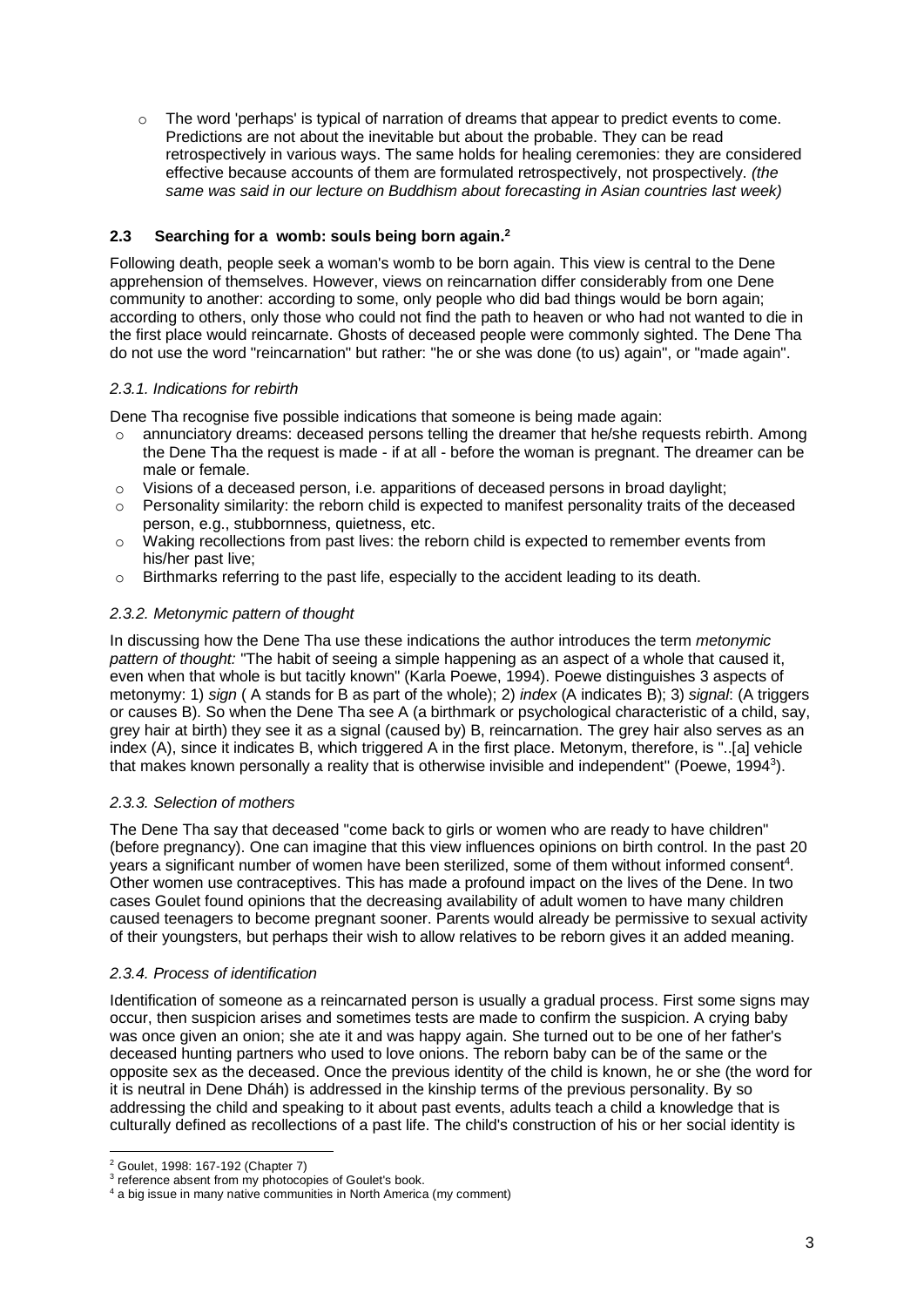- The word 'perhaps' is typical of narration of dreams that appear to predict events to come. Predictions are not about the inevitable but about the probable. They can be read retrospectively in various ways. The same holds for healing ceremonies: they are considered effective because accounts of them are formulated retrospectively, not prospectively. *(the same was said in our lecture on Buddhism about forecasting in Asian countries last week)*

### 2.3 Searching for a womb: souls being born again.[2]

Following death, people seek a woman's womb to be born again. This view is central to the Dene apprehension of themselves. However, views on reincarnation differ considerably from one Dene community to another: according to some, only people who did bad things would be born again; according to others, only those who could not find the path to heaven or who had not wanted to die in the first place would reincarnate. Ghosts of deceased people were commonly sighted. The Dene Tha do not use the word "reincarnation" but rather: "he or she was done (to us) again", or "made again".

#### *2.3.1. Indications for rebirth*

Dene Tha recognise five possible indications that someone is being made again:

- annunciatory dreams: deceased persons telling the dreamer that he/she requests rebirth. Among the Dene Tha the request is made - if at all - before the woman is pregnant. The dreamer can be male or female.
- Visions of a deceased person, i.e. apparitions of deceased persons in broad daylight;
- Personality similarity: the reborn child is expected to manifest personality traits of the deceased person, e.g., stubbornness, quietness, etc.
- Waking recollections from past lives: the reborn child is expected to remember events from his/her past live;
- Birthmarks referring to the past life, especially to the accident leading to its death.

#### *2.3.2. Metonymic pattern of thought*

In discussing how the Dene Tha use these indications the author introduces the term *metonymic pattern of thought:* "The habit of seeing a simple happening as an aspect of a whole that caused it, even when that whole is but tacitly known" (Karla Poewe, 1994). Poewe distinguishes 3 aspects of metonymy: 1) *sign* ( A stands for B as part of the whole); 2) *index* (A indicates B); 3) *signal*: (A triggers or causes B). So when the Dene Tha see A (a birthmark or psychological characteristic of a child, say, grey hair at birth) they see it as a signal (caused by) B, reincarnation. The grey hair also serves as an index (A), since it indicates B, which triggered A in the first place. Metonym, therefore, is "..[a] vehicle that makes known personally a reality that is otherwise invisible and independent" (Poewe, 1994[3]).

#### *2.3.3. Selection of mothers*

The Dene Tha say that deceased "come back to girls or women who are ready to have children" (before pregnancy). One can imagine that this view influences opinions on birth control. In the past 20 years a significant number of women have been sterilized, some of them without informed consent[4]. Other women use contraceptives. This has made a profound impact on the lives of the Dene. In two cases Goulet found opinions that the decreasing availability of adult women to have many children caused teenagers to become pregnant sooner. Parents would already be permissive to sexual activity of their youngsters, but perhaps their wish to allow relatives to be reborn gives it an added meaning.

#### *2.3.4. Process of identification*

Identification of someone as a reincarnated person is usually a gradual process. First some signs may occur, then suspicion arises and sometimes tests are made to confirm the suspicion. A crying baby was once given an onion; she ate it and was happy again. She turned out to be one of her father's deceased hunting partners who used to love onions. The reborn baby can be of the same or the opposite sex as the deceased. Once the previous identity of the child is known, he or she (the word for it is neutral in Dene Dháh) is addressed in the kinship terms of the previous personality. By so addressing the child and speaking to it about past events, adults teach a child a knowledge that is culturally defined as recollections of a past life. The child's construction of his or her social identity is

---

[2] Goulet, 1998: 167-192 (Chapter 7)

[3] reference absent from my photocopies of Goulet's book.

[4] a big issue in many native communities in North America (my comment)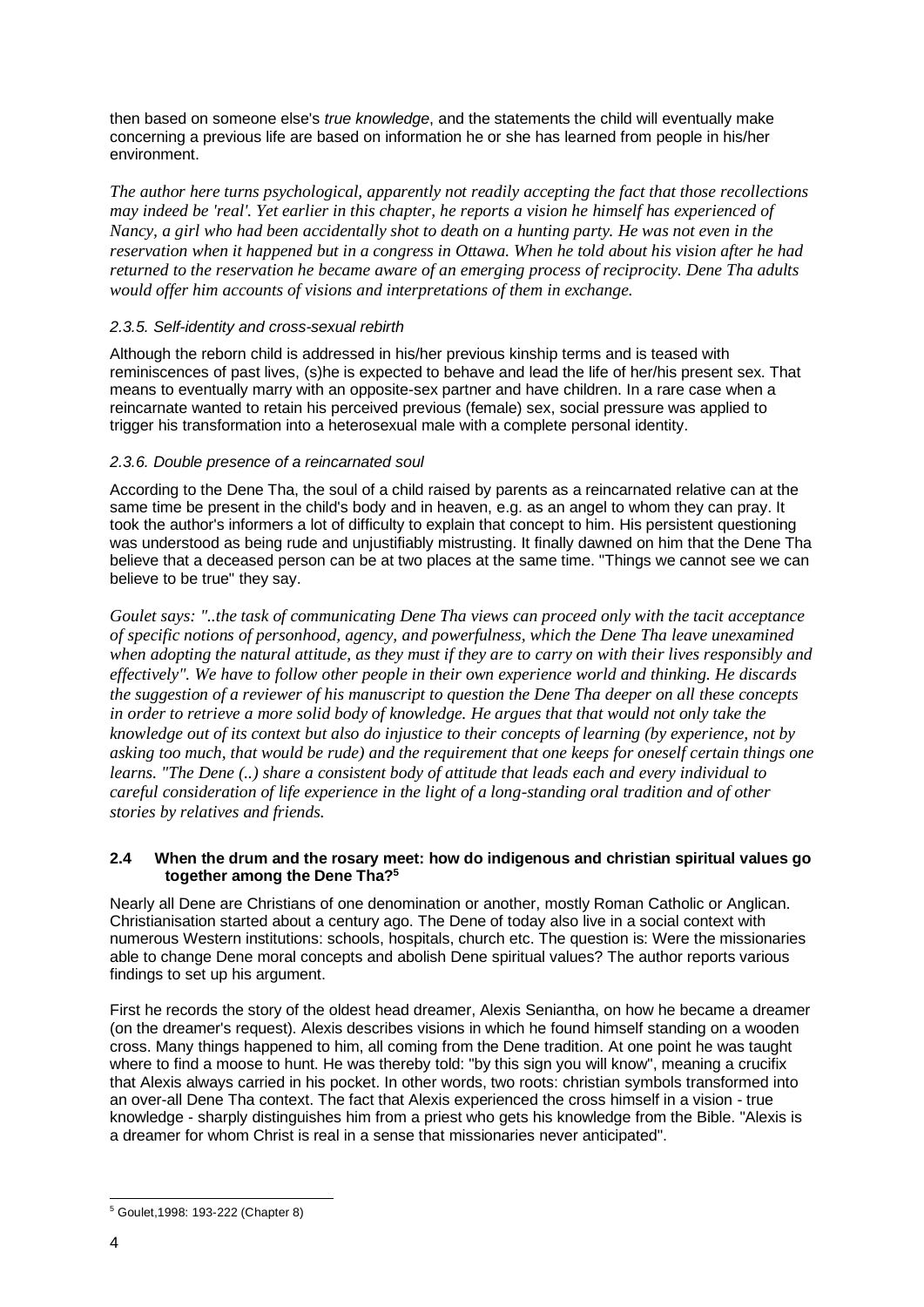then based on someone else's *true knowledge*, and the statements the child will eventually make concerning a previous life are based on information he or she has learned from people in his/her environment.

*The author here turns psychological, apparently not readily accepting the fact that those recollections may indeed be 'real'. Yet earlier in this chapter, he reports a vision he himself has experienced of Nancy, a girl who had been accidentally shot to death on a hunting party. He was not even in the reservation when it happened but in a congress in Ottawa. When he told about his vision after he had returned to the reservation he became aware of an emerging process of reciprocity. Dene Tha adults would offer him accounts of visions and interpretations of them in exchange.*

#### *2.3.5. Self-identity and cross-sexual rebirth*

Although the reborn child is addressed in his/her previous kinship terms and is teased with reminiscences of past lives, (s)he is expected to behave and lead the life of her/his present sex. That means to eventually marry with an opposite-sex partner and have children. In a rare case when a reincarnate wanted to retain his perceived previous (female) sex, social pressure was applied to trigger his transformation into a heterosexual male with a complete personal identity.

#### *2.3.6. Double presence of a reincarnated soul*

According to the Dene Tha, the soul of a child raised by parents as a reincarnated relative can at the same time be present in the child's body and in heaven, e.g. as an angel to whom they can pray. It took the author's informers a lot of difficulty to explain that concept to him. His persistent questioning was understood as being rude and unjustifiably mistrusting. It finally dawned on him that the Dene Tha believe that a deceased person can be at two places at the same time. "Things we cannot see we can believe to be true" they say.

*Goulet says: "..the task of communicating Dene Tha views can proceed only with the tacit acceptance of specific notions of personhood, agency, and powerfulness, which the Dene Tha leave unexamined when adopting the natural attitude, as they must if they are to carry on with their lives responsibly and effectively". We have to follow other people in their own experience world and thinking. He discards the suggestion of a reviewer of his manuscript to question the Dene Tha deeper on all these concepts in order to retrieve a more solid body of knowledge. He argues that that would not only take the knowledge out of its context but also do injustice to their concepts of learning (by experience, not by asking too much, that would be rude) and the requirement that one keeps for oneself certain things one learns. "The Dene (..) share a consistent body of attitude that leads each and every individual to careful consideration of life experience in the light of a long-standing oral tradition and of other stories by relatives and friends.*

### **2.4 When the drum and the rosary meet: how do indigenous and christian spiritual values go together among the Dene Tha?**[5]

Nearly all Dene are Christians of one denomination or another, mostly Roman Catholic or Anglican. Christianisation started about a century ago. The Dene of today also live in a social context with numerous Western institutions: schools, hospitals, church etc. The question is: Were the missionaries able to change Dene moral concepts and abolish Dene spiritual values? The author reports various findings to set up his argument.

First he records the story of the oldest head dreamer, Alexis Seniantha, on how he became a dreamer (on the dreamer's request). Alexis describes visions in which he found himself standing on a wooden cross. Many things happened to him, all coming from the Dene tradition. At one point he was taught where to find a moose to hunt. He was thereby told: "by this sign you will know", meaning a crucifix that Alexis always carried in his pocket. In other words, two roots: christian symbols transformed into an over-all Dene Tha context. The fact that Alexis experienced the cross himself in a vision - true knowledge - sharply distinguishes him from a priest who gets his knowledge from the Bible. "Alexis is a dreamer for whom Christ is real in a sense that missionaries never anticipated".

---

[5] Goulet,1998: 193-222 (Chapter 8)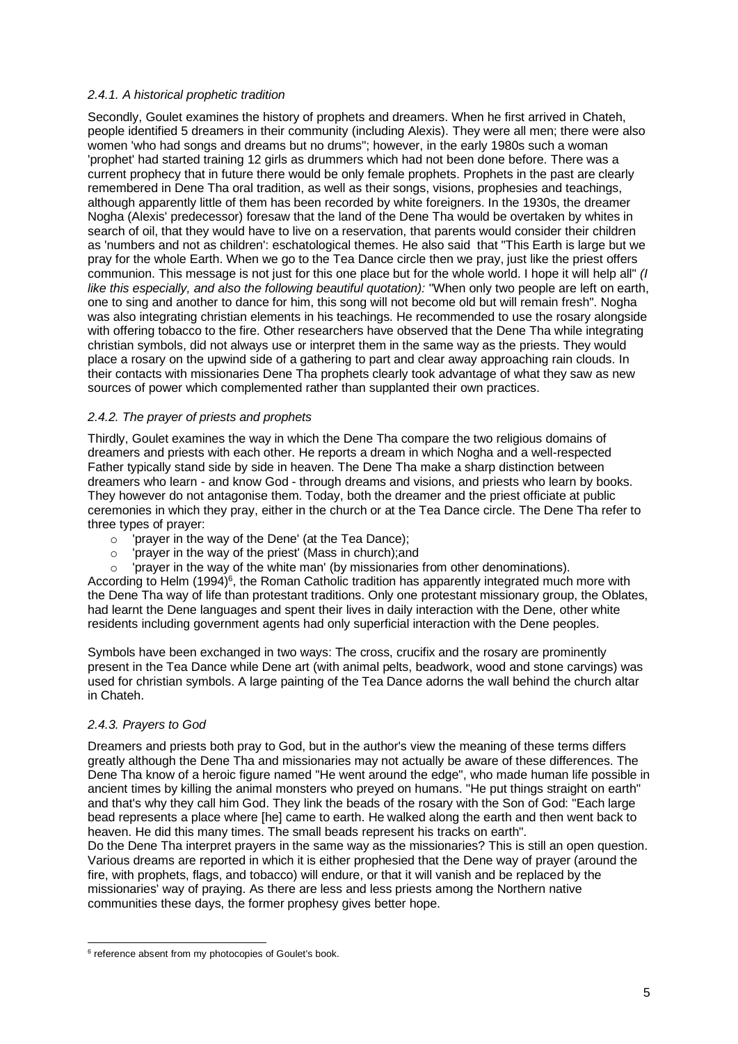### *2.4.1. A historical prophetic tradition*

Secondly, Goulet examines the history of prophets and dreamers. When he first arrived in Chateh, people identified 5 dreamers in their community (including Alexis). They were all men; there were also women 'who had songs and dreams but no drums"; however, in the early 1980s such a woman 'prophet' had started training 12 girls as drummers which had not been done before. There was a current prophecy that in future there would be only female prophets. Prophets in the past are clearly remembered in Dene Tha oral tradition, as well as their songs, visions, prophesies and teachings, although apparently little of them has been recorded by white foreigners. In the 1930s, the dreamer Nogha (Alexis' predecessor) foresaw that the land of the Dene Tha would be overtaken by whites in search of oil, that they would have to live on a reservation, that parents would consider their children as 'numbers and not as children': eschatological themes. He also said that "This Earth is large but we pray for the whole Earth. When we go to the Tea Dance circle then we pray, just like the priest offers communion. This message is not just for this one place but for the whole world. I hope it will help all" *(I like this especially, and also the following beautiful quotation):* "When only two people are left on earth, one to sing and another to dance for him, this song will not become old but will remain fresh". Nogha was also integrating christian elements in his teachings. He recommended to use the rosary alongside with offering tobacco to the fire. Other researchers have observed that the Dene Tha while integrating christian symbols, did not always use or interpret them in the same way as the priests. They would place a rosary on the upwind side of a gathering to part and clear away approaching rain clouds. In their contacts with missionaries Dene Tha prophets clearly took advantage of what they saw as new sources of power which complemented rather than supplanted their own practices.

### *2.4.2. The prayer of priests and prophets*

Thirdly, Goulet examines the way in which the Dene Tha compare the two religious domains of dreamers and priests with each other. He reports a dream in which Nogha and a well-respected Father typically stand side by side in heaven. The Dene Tha make a sharp distinction between dreamers who learn - and know God - through dreams and visions, and priests who learn by books. They however do not antagonise them. Today, both the dreamer and the priest officiate at public ceremonies in which they pray, either in the church or at the Tea Dance circle. The Dene Tha refer to three types of prayer:

- 'prayer in the way of the Dene' (at the Tea Dance);
- 'prayer in the way of the priest' (Mass in church);and
- 'prayer in the way of the white man' (by missionaries from other denominations).

According to Helm (1994)[6], the Roman Catholic tradition has apparently integrated much more with the Dene Tha way of life than protestant traditions. Only one protestant missionary group, the Oblates, had learnt the Dene languages and spent their lives in daily interaction with the Dene, other white residents including government agents had only superficial interaction with the Dene peoples.

Symbols have been exchanged in two ways: The cross, crucifix and the rosary are prominently present in the Tea Dance while Dene art (with animal pelts, beadwork, wood and stone carvings) was used for christian symbols. A large painting of the Tea Dance adorns the wall behind the church altar in Chateh.

### *2.4.3. Prayers to God*

Dreamers and priests both pray to God, but in the author's view the meaning of these terms differs greatly although the Dene Tha and missionaries may not actually be aware of these differences. The Dene Tha know of a heroic figure named "He went around the edge", who made human life possible in ancient times by killing the animal monsters who preyed on humans. "He put things straight on earth" and that's why they call him God. They link the beads of the rosary with the Son of God: "Each large bead represents a place where [he] came to earth. He walked along the earth and then went back to heaven. He did this many times. The small beads represent his tracks on earth".

Do the Dene Tha interpret prayers in the same way as the missionaries? This is still an open question. Various dreams are reported in which it is either prophesied that the Dene way of prayer (around the fire, with prophets, flags, and tobacco) will endure, or that it will vanish and be replaced by the missionaries' way of praying. As there are less and less priests among the Northern native communities these days, the former prophesy gives better hope.

---

[6] reference absent from my photocopies of Goulet's book.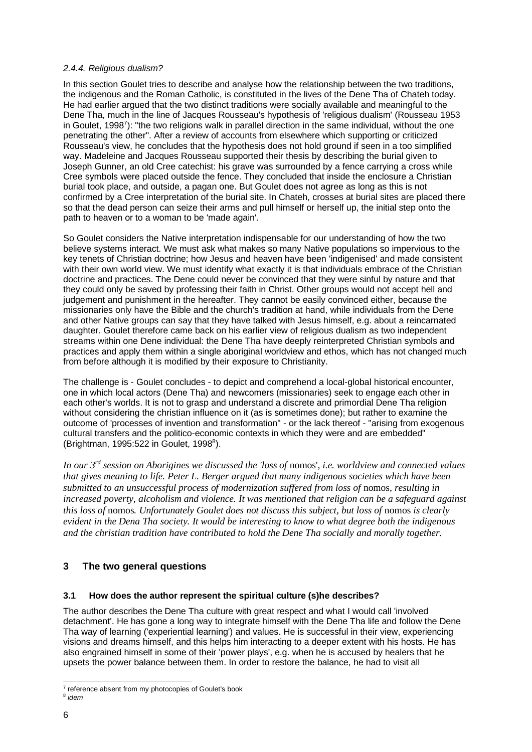#### *2.4.4. Religious dualism?*

In this section Goulet tries to describe and analyse how the relationship between the two traditions, the indigenous and the Roman Catholic, is constituted in the lives of the Dene Tha of Chateh today. He had earlier argued that the two distinct traditions were socially available and meaningful to the Dene Tha, much in the line of Jacques Rousseau's hypothesis of 'religious dualism' (Rousseau 1953 in Goulet, 1998[7]): "the two religions walk in parallel direction in the same individual, without the one penetrating the other". After a review of accounts from elsewhere which supporting or criticized Rousseau's view, he concludes that the hypothesis does not hold ground if seen in a too simplified way. Madeleine and Jacques Rousseau supported their thesis by describing the burial given to Joseph Gunner, an old Cree catechist: his grave was surrounded by a fence carrying a cross while Cree symbols were placed outside the fence. They concluded that inside the enclosure a Christian burial took place, and outside, a pagan one. But Goulet does not agree as long as this is not confirmed by a Cree interpretation of the burial site. In Chateh, crosses at burial sites are placed there so that the dead person can seize their arms and pull himself or herself up, the initial step onto the path to heaven or to a woman to be 'made again'.

So Goulet considers the Native interpretation indispensable for our understanding of how the two believe systems interact. We must ask what makes so many Native populations so impervious to the key tenets of Christian doctrine; how Jesus and heaven have been 'indigenised' and made consistent with their own world view. We must identify what exactly it is that individuals embrace of the Christian doctrine and practices. The Dene could never be convinced that they were sinful by nature and that they could only be saved by professing their faith in Christ. Other groups would not accept hell and judgement and punishment in the hereafter. They cannot be easily convinced either, because the missionaries only have the Bible and the church's tradition at hand, while individuals from the Dene and other Native groups can say that they have talked with Jesus himself, e.g. about a reincarnated daughter. Goulet therefore came back on his earlier view of religious dualism as two independent streams within one Dene individual: the Dene Tha have deeply reinterpreted Christian symbols and practices and apply them within a single aboriginal worldview and ethos, which has not changed much from before although it is modified by their exposure to Christianity.

The challenge is - Goulet concludes - to depict and comprehend a local-global historical encounter, one in which local actors (Dene Tha) and newcomers (missionaries) seek to engage each other in each other's worlds. It is not to grasp and understand a discrete and primordial Dene Tha religion without considering the christian influence on it (as is sometimes done); but rather to examine the outcome of 'processes of invention and transformation" - or the lack thereof - "arising from exogenous cultural transfers and the politico-economic contexts in which they were and are embedded" (Brightman, 1995:522 in Goulet, 1998[8]).

*In our 3rd session on Aborigines we discussed the 'loss of* nomos*', i.e. worldview and connected values that gives meaning to life. Peter L. Berger argued that many indigenous societies which have been submitted to an unsuccessful process of modernization suffered from loss of* nomos*, resulting in increased poverty, alcoholism and violence. It was mentioned that religion can be a safeguard against this loss of* nomos*. Unfortunately Goulet does not discuss this subject, but loss of* nomos *is clearly evident in the Dena Tha society. It would be interesting to know to what degree both the indigenous and the christian tradition have contributed to hold the Dene Tha socially and morally together.*

## 3 The two general questions

### 3.1 How does the author represent the spiritual culture (s)he describes?

The author describes the Dene Tha culture with great respect and what I would call 'involved detachment'. He has gone a long way to integrate himself with the Dene Tha life and follow the Dene Tha way of learning ('experiential learning') and values. He is successful in their view, experiencing visions and dreams himself, and this helps him interacting to a deeper extent with his hosts. He has also engrained himself in some of their 'power plays', e.g. when he is accused by healers that he upsets the power balance between them. In order to restore the balance, he had to visit all

---

[7] reference absent from my photocopies of Goulet's book

[8] *idem*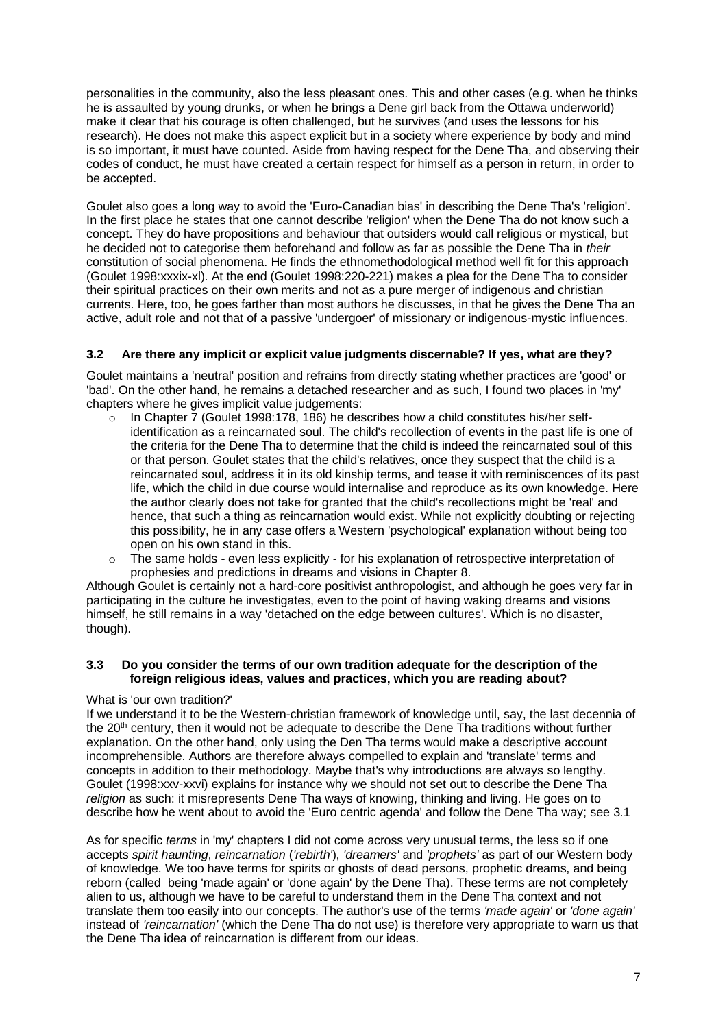personalities in the community, also the less pleasant ones. This and other cases (e.g. when he thinks he is assaulted by young drunks, or when he brings a Dene girl back from the Ottawa underworld) make it clear that his courage is often challenged, but he survives (and uses the lessons for his research). He does not make this aspect explicit but in a society where experience by body and mind is so important, it must have counted. Aside from having respect for the Dene Tha, and observing their codes of conduct, he must have created a certain respect for himself as a person in return, in order to be accepted.

Goulet also goes a long way to avoid the 'Euro-Canadian bias' in describing the Dene Tha's 'religion'. In the first place he states that one cannot describe 'religion' when the Dene Tha do not know such a concept. They do have propositions and behaviour that outsiders would call religious or mystical, but he decided not to categorise them beforehand and follow as far as possible the Dene Tha in *their* constitution of social phenomena. He finds the ethnomethodological method well fit for this approach (Goulet 1998:xxxix-xl). At the end (Goulet 1998:220-221) makes a plea for the Dene Tha to consider their spiritual practices on their own merits and not as a pure merger of indigenous and christian currents. Here, too, he goes farther than most authors he discusses, in that he gives the Dene Tha an active, adult role and not that of a passive 'undergoer' of missionary or indigenous-mystic influences.

### 3.2 Are there any implicit or explicit value judgments discernable? If yes, what are they?

Goulet maintains a 'neutral' position and refrains from directly stating whether practices are 'good' or 'bad'. On the other hand, he remains a detached researcher and as such, I found two places in 'my' chapters where he gives implicit value judgements:

- In Chapter 7 (Goulet 1998:178, 186) he describes how a child constitutes his/her self-identification as a reincarnated soul. The child's recollection of events in the past life is one of the criteria for the Dene Tha to determine that the child is indeed the reincarnated soul of this or that person. Goulet states that the child's relatives, once they suspect that the child is a reincarnated soul, address it in its old kinship terms, and tease it with reminiscences of its past life, which the child in due course would internalise and reproduce as its own knowledge. Here the author clearly does not take for granted that the child's recollections might be 'real' and hence, that such a thing as reincarnation would exist. While not explicitly doubting or rejecting this possibility, he in any case offers a Western 'psychological' explanation without being too open on his own stand in this.
- The same holds - even less explicitly - for his explanation of retrospective interpretation of prophesies and predictions in dreams and visions in Chapter 8.

Although Goulet is certainly not a hard-core positivist anthropologist, and although he goes very far in participating in the culture he investigates, even to the point of having waking dreams and visions himself, he still remains in a way 'detached on the edge between cultures'. Which is no disaster, though).

### 3.3 Do you consider the terms of our own tradition adequate for the description of the foreign religious ideas, values and practices, which you are reading about?

What is 'our own tradition?'

If we understand it to be the Western-christian framework of knowledge until, say, the last decennia of the 20[th] century, then it would not be adequate to describe the Dene Tha traditions without further explanation. On the other hand, only using the Den Tha terms would make a descriptive account incomprehensible. Authors are therefore always compelled to explain and 'translate' terms and concepts in addition to their methodology. Maybe that's why introductions are always so lengthy. Goulet (1998:xxv-xxvi) explains for instance why we should not set out to describe the Dene Tha *religion* as such: it misrepresents Dene Tha ways of knowing, thinking and living. He goes on to describe how he went about to avoid the 'Euro centric agenda' and follow the Dene Tha way; see 3.1

As for specific *terms* in 'my' chapters I did not come across very unusual terms, the less so if one accepts *spirit haunting*, *reincarnation* (*'rebirth'*), *'dreamers'* and *'prophets'* as part of our Western body of knowledge. We too have terms for spirits or ghosts of dead persons, prophetic dreams, and being reborn (called being 'made again' or 'done again' by the Dene Tha). These terms are not completely alien to us, although we have to be careful to understand them in the Dene Tha context and not translate them too easily into our concepts. The author's use of the terms *'made again'* or *'done again'* instead of *'reincarnation'* (which the Dene Tha do not use) is therefore very appropriate to warn us that the Dene Tha idea of reincarnation is different from our ideas.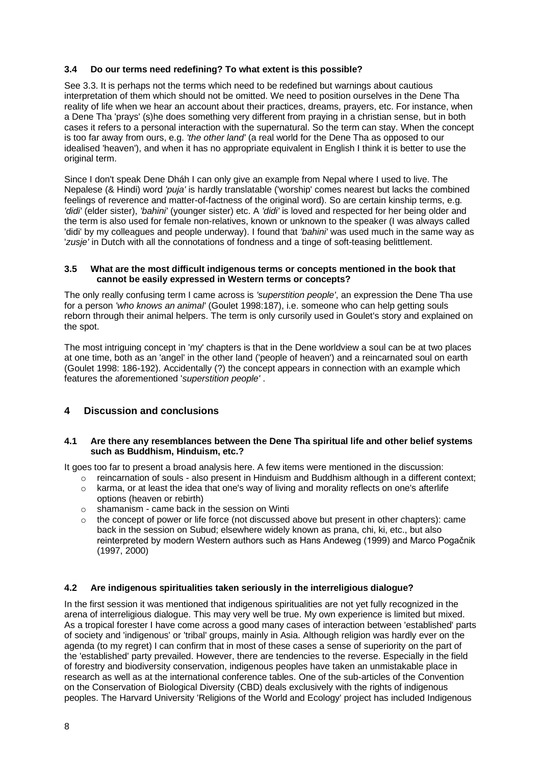### 3.4 Do our terms need redefining? To what extent is this possible?

See 3.3. It is perhaps not the terms which need to be redefined but warnings about cautious interpretation of them which should not be omitted. We need to position ourselves in the Dene Tha reality of life when we hear an account about their practices, dreams, prayers, etc. For instance, when a Dene Tha 'prays' (s)he does something very different from praying in a christian sense, but in both cases it refers to a personal interaction with the supernatural. So the term can stay. When the concept is too far away from ours, e.g. *'the other land'* (a real world for the Dene Tha as opposed to our idealised 'heaven'), and when it has no appropriate equivalent in English I think it is better to use the original term.

Since I don't speak Dene Dháh I can only give an example from Nepal where I used to live. The Nepalese (& Hindi) word *'puja'* is hardly translatable ('worship' comes nearest but lacks the combined feelings of reverence and matter-of-factness of the original word). So are certain kinship terms, e.g. *'didi'* (elder sister), *'bahini'* (younger sister) etc. A *'didi'* is loved and respected for her being older and the term is also used for female non-relatives, known or unknown to the speaker (I was always called 'didi' by my colleagues and people underway). I found that *'bahini'* was used much in the same way as '*zusje'* in Dutch with all the connotations of fondness and a tinge of soft-teasing belittlement.

### 3.5 What are the most difficult indigenous terms or concepts mentioned in the book that cannot be easily expressed in Western terms or concepts?

The only really confusing term I came across is *'superstition people'*, an expression the Dene Tha use for a person *'who knows an animal'* (Goulet 1998:187), i.e. someone who can help getting souls reborn through their animal helpers. The term is only cursorily used in Goulet's story and explained on the spot.

The most intriguing concept in 'my' chapters is that in the Dene worldview a soul can be at two places at one time, both as an 'angel' in the other land ('people of heaven') and a reincarnated soul on earth (Goulet 1998: 186-192). Accidentally (?) the concept appears in connection with an example which features the aforementioned '*superstition people'* .

## 4 Discussion and conclusions

### 4.1 Are there any resemblances between the Dene Tha spiritual life and other belief systems such as Buddhism, Hinduism, etc.?

It goes too far to present a broad analysis here. A few items were mentioned in the discussion:

- reincarnation of souls - also present in Hinduism and Buddhism although in a different context;
- karma, or at least the idea that one's way of living and morality reflects on one's afterlife options (heaven or rebirth)
- shamanism - came back in the session on Winti
- the concept of power or life force (not discussed above but present in other chapters): came back in the session on Subud; elsewhere widely known as prana, chi, ki, etc., but also reinterpreted by modern Western authors such as Hans Andeweg (1999) and Marco Pogačnik (1997, 2000)

### 4.2 Are indigenous spiritualities taken seriously in the interreligious dialogue?

In the first session it was mentioned that indigenous spiritualities are not yet fully recognized in the arena of interreligious dialogue. This may very well be true. My own experience is limited but mixed. As a tropical forester I have come across a good many cases of interaction between 'established' parts of society and 'indigenous' or 'tribal' groups, mainly in Asia. Although religion was hardly ever on the agenda (to my regret) I can confirm that in most of these cases a sense of superiority on the part of the 'established' party prevailed. However, there are tendencies to the reverse. Especially in the field of forestry and biodiversity conservation, indigenous peoples have taken an unmistakable place in research as well as at the international conference tables. One of the sub-articles of the Convention on the Conservation of Biological Diversity (CBD) deals exclusively with the rights of indigenous peoples. The Harvard University 'Religions of the World and Ecology' project has included Indigenous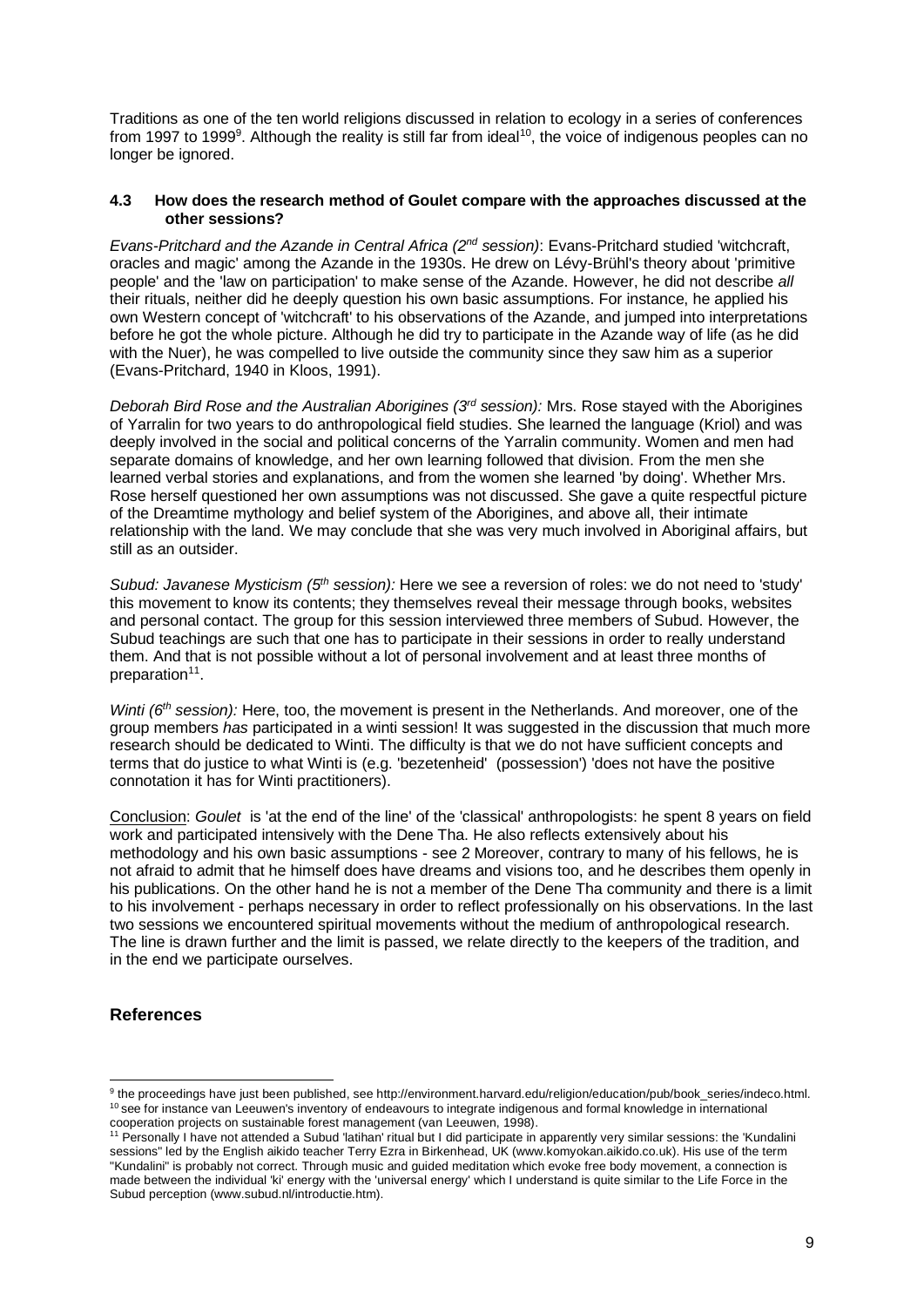Traditions as one of the ten world religions discussed in relation to ecology in a series of conferences from 1997 to 1999[9]. Although the reality is still far from ideal[10], the voice of indigenous peoples can no longer be ignored.

### 4.3 How does the research method of Goulet compare with the approaches discussed at the other sessions?

*Evans-Pritchard and the Azande in Central Africa (2nd session)*: Evans-Pritchard studied 'witchcraft, oracles and magic' among the Azande in the 1930s. He drew on Lévy-Brühl's theory about 'primitive people' and the 'law on participation' to make sense of the Azande. However, he did not describe *all* their rituals, neither did he deeply question his own basic assumptions. For instance, he applied his own Western concept of 'witchcraft' to his observations of the Azande, and jumped into interpretations before he got the whole picture. Although he did try to participate in the Azande way of life (as he did with the Nuer), he was compelled to live outside the community since they saw him as a superior (Evans-Pritchard, 1940 in Kloos, 1991).

*Deborah Bird Rose and the Australian Aborigines (3rd session):* Mrs. Rose stayed with the Aborigines of Yarralin for two years to do anthropological field studies. She learned the language (Kriol) and was deeply involved in the social and political concerns of the Yarralin community. Women and men had separate domains of knowledge, and her own learning followed that division. From the men she learned verbal stories and explanations, and from the women she learned 'by doing'. Whether Mrs. Rose herself questioned her own assumptions was not discussed. She gave a quite respectful picture of the Dreamtime mythology and belief system of the Aborigines, and above all, their intimate relationship with the land. We may conclude that she was very much involved in Aboriginal affairs, but still as an outsider.

*Subud: Javanese Mysticism (5th session):* Here we see a reversion of roles: we do not need to 'study' this movement to know its contents; they themselves reveal their message through books, websites and personal contact. The group for this session interviewed three members of Subud. However, the Subud teachings are such that one has to participate in their sessions in order to really understand them. And that is not possible without a lot of personal involvement and at least three months of preparation[11].

*Winti (6th session):* Here, too, the movement is present in the Netherlands. And moreover, one of the group members *has* participated in a winti session! It was suggested in the discussion that much more research should be dedicated to Winti. The difficulty is that we do not have sufficient concepts and terms that do justice to what Winti is (e.g. 'bezetenheid' (possession') 'does not have the positive connotation it has for Winti practitioners).

<u>Conclusion</u>: *Goulet* is 'at the end of the line' of the 'classical' anthropologists: he spent 8 years on field work and participated intensively with the Dene Tha. He also reflects extensively about his methodology and his own basic assumptions - see 2 Moreover, contrary to many of his fellows, he is not afraid to admit that he himself does have dreams and visions too, and he describes them openly in his publications. On the other hand he is not a member of the Dene Tha community and there is a limit to his involvement - perhaps necessary in order to reflect professionally on his observations. In the last two sessions we encountered spiritual movements without the medium of anthropological research. The line is drawn further and the limit is passed, we relate directly to the keepers of the tradition, and in the end we participate ourselves.

## References

---

[9] the proceedings have just been published, see http://environment.harvard.edu/religion/education/pub/book_series/indeco.html.

[10] see for instance van Leeuwen's inventory of endeavours to integrate indigenous and formal knowledge in international cooperation projects on sustainable forest management (van Leeuwen, 1998).

[11] Personally I have not attended a Subud 'latihan' ritual but I did participate in apparently very similar sessions: the 'Kundalini sessions" led by the English aikido teacher Terry Ezra in Birkenhead, UK (www.komyokan.aikido.co.uk). His use of the term "Kundalini" is probably not correct. Through music and guided meditation which evoke free body movement, a connection is made between the individual 'ki' energy with the 'universal energy' which I understand is quite similar to the Life Force in the Subud perception (www.subud.nl/introductie.htm).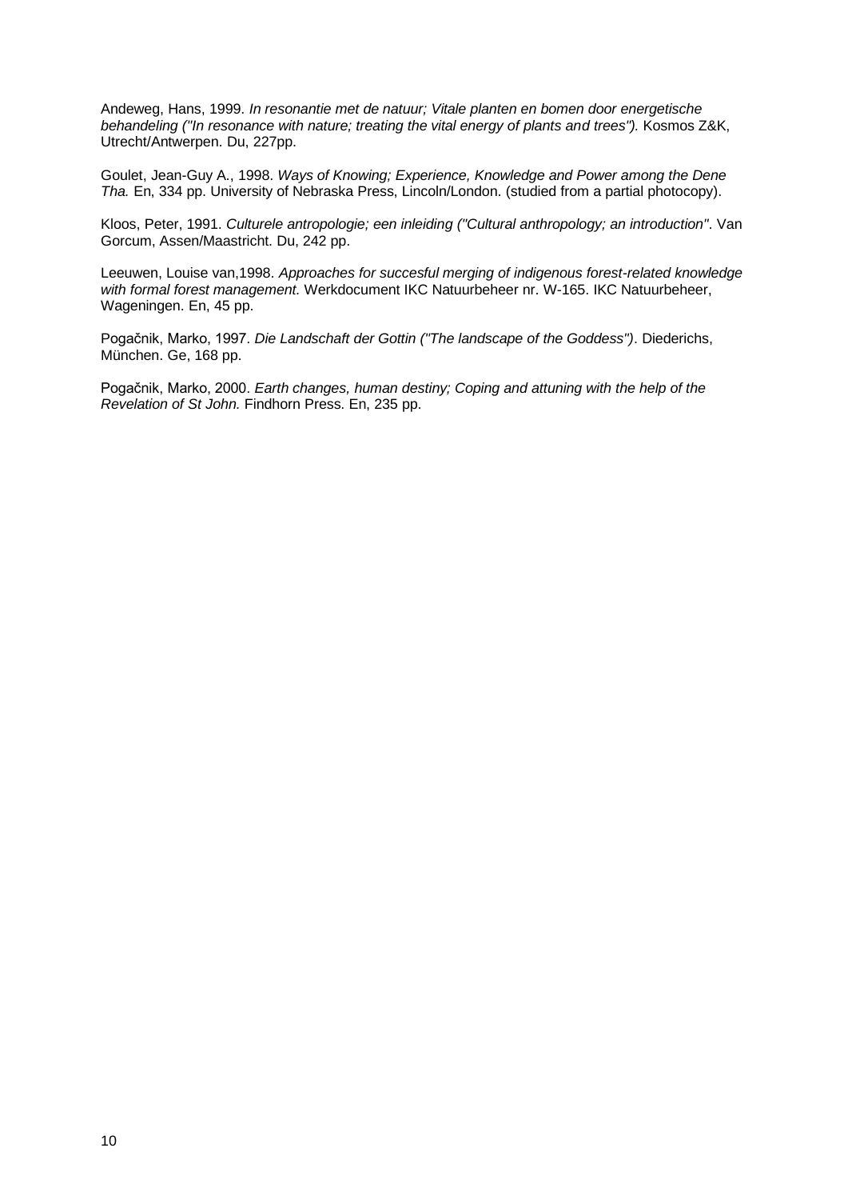Andeweg, Hans, 1999. *In resonantie met de natuur; Vitale planten en bomen door energetische behandeling ("In resonance with nature; treating the vital energy of plants and trees").* Kosmos Z&K, Utrecht/Antwerpen. Du, 227pp.

Goulet, Jean-Guy A., 1998. *Ways of Knowing; Experience, Knowledge and Power among the Dene Tha.* En, 334 pp. University of Nebraska Press, Lincoln/London. (studied from a partial photocopy).

Kloos, Peter, 1991. *Culturele antropologie; een inleiding ("Cultural anthropology; an introduction"*. Van Gorcum, Assen/Maastricht. Du, 242 pp.

Leeuwen, Louise van,1998. *Approaches for succesful merging of indigenous forest-related knowledge with formal forest management.* Werkdocument IKC Natuurbeheer nr. W-165. IKC Natuurbeheer, Wageningen. En, 45 pp.

Pogačnik, Marko, 1997. *Die Landschaft der Gottin ("The landscape of the Goddess")*. Diederichs, München. Ge, 168 pp.

Pogačnik, Marko, 2000. *Earth changes, human destiny; Coping and attuning with the help of the Revelation of St John.* Findhorn Press. En, 235 pp.